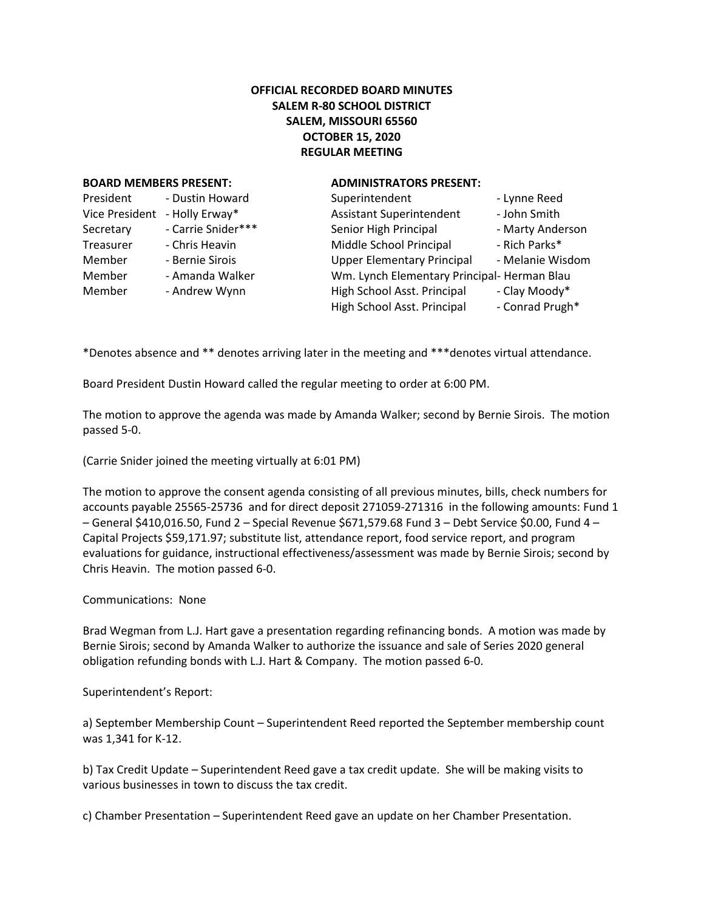**OFFICIAL RECORDED BOARD MINUTES**
**SALEM R-80 SCHOOL DISTRICT**
**SALEM, MISSOURI 65560**
**OCTOBER 15, 2020**
**REGULAR MEETING**

| **BOARD MEMBERS PRESENT:** | | **ADMINISTRATORS PRESENT:** | |
|---|---|---|---|
| President | - Dustin Howard | Superintendent | - Lynne Reed |
| Vice President | - Holly Erway* | Assistant Superintendent | - John Smith |
| Secretary | - Carrie Snider*** | Senior High Principal | - Marty Anderson |
| Treasurer | - Chris Heavin | Middle School Principal | - Rich Parks* |
| Member | - Bernie Sirois | Upper Elementary Principal | - Melanie Wisdom |
| Member | - Amanda Walker | Wm. Lynch Elementary Principal | - Herman Blau |
| Member | - Andrew Wynn | High School Asst. Principal | - Clay Moody* |
| | | High School Asst. Principal | - Conrad Prugh* |

*Denotes absence and ** denotes arriving later in the meeting and ***denotes virtual attendance.

Board President Dustin Howard called the regular meeting to order at 6:00 PM.

The motion to approve the agenda was made by Amanda Walker; second by Bernie Sirois. The motion passed 5-0.

(Carrie Snider joined the meeting virtually at 6:01 PM)

The motion to approve the consent agenda consisting of all previous minutes, bills, check numbers for accounts payable 25565-25736 and for direct deposit 271059-271316 in the following amounts: Fund 1 – General $410,016.50, Fund 2 – Special Revenue $671,579.68 Fund 3 – Debt Service $0.00, Fund 4 – Capital Projects $59,171.97; substitute list, attendance report, food service report, and program evaluations for guidance, instructional effectiveness/assessment was made by Bernie Sirois; second by Chris Heavin. The motion passed 6-0.

Communications: None

Brad Wegman from L.J. Hart gave a presentation regarding refinancing bonds. A motion was made by Bernie Sirois; second by Amanda Walker to authorize the issuance and sale of Series 2020 general obligation refunding bonds with L.J. Hart & Company. The motion passed 6-0.

Superintendent's Report:

a) September Membership Count – Superintendent Reed reported the September membership count was 1,341 for K-12.

b) Tax Credit Update – Superintendent Reed gave a tax credit update. She will be making visits to various businesses in town to discuss the tax credit.

c) Chamber Presentation – Superintendent Reed gave an update on her Chamber Presentation.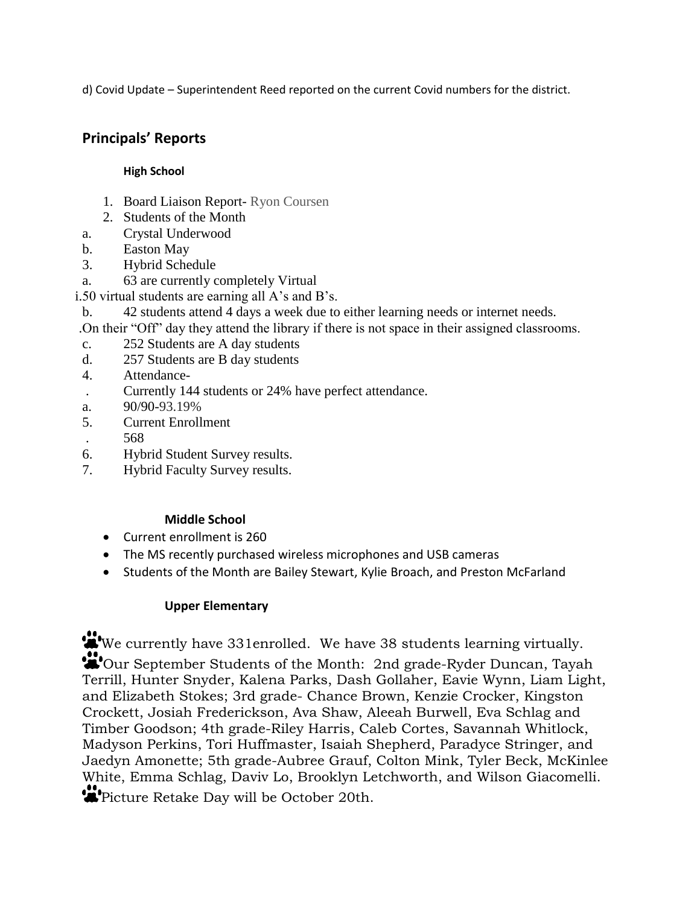d) Covid Update – Superintendent Reed reported on the current Covid numbers for the district.

## Principals' Reports

### High School

1. Board Liaison Report- Ryon Coursen
2. Students of the Month

a. Crystal Underwood

b. Easton May

3. Hybrid Schedule

a. 63 are currently completely Virtual

i.50 virtual students are earning all A's and B's.

b. 42 students attend 4 days a week due to either learning needs or internet needs.

.On their "Off" day they attend the library if there is not space in their assigned classrooms.

c. 252 Students are A day students

d. 257 Students are B day students

4. Attendance-

. Currently 144 students or 24% have perfect attendance.

a. 90/90-93.19%

5. Current Enrollment

. 568

6. Hybrid Student Survey results.
7. Hybrid Faculty Survey results.

### Middle School

- Current enrollment is 260
- The MS recently purchased wireless microphones and USB cameras
- Students of the Month are Bailey Stewart, Kylie Broach, and Preston McFarland

### Upper Elementary

🐾We currently have 331enrolled. We have 38 students learning virtually.

🐾Our September Students of the Month: 2nd grade-Ryder Duncan, Tayah Terrill, Hunter Snyder, Kalena Parks, Dash Gollaher, Eavie Wynn, Liam Light, and Elizabeth Stokes; 3rd grade- Chance Brown, Kenzie Crocker, Kingston Crockett, Josiah Frederickson, Ava Shaw, Aleeah Burwell, Eva Schlag and Timber Goodson; 4th grade-Riley Harris, Caleb Cortes, Savannah Whitlock, Madyson Perkins, Tori Huffmaster, Isaiah Shepherd, Paradyce Stringer, and Jaedyn Amonette; 5th grade-Aubree Grauf, Colton Mink, Tyler Beck, McKinlee White, Emma Schlag, Daviv Lo, Brooklyn Letchworth, and Wilson Giacomelli.

🐾Picture Retake Day will be October 20th.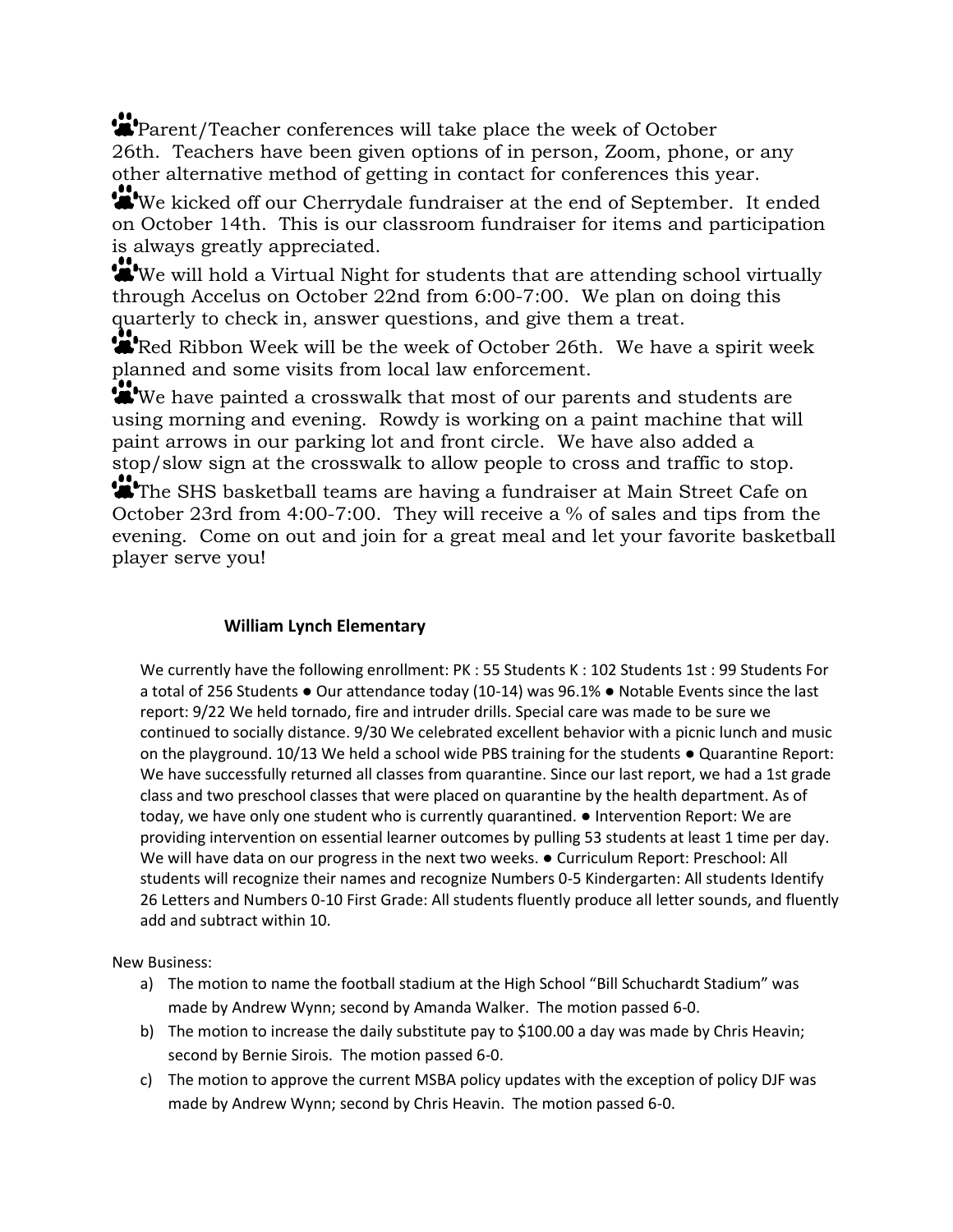- Parent/Teacher conferences will take place the week of October 26th. Teachers have been given options of in person, Zoom, phone, or any other alternative method of getting in contact for conferences this year.
- We kicked off our Cherrydale fundraiser at the end of September. It ended on October 14th. This is our classroom fundraiser for items and participation is always greatly appreciated.
- We will hold a Virtual Night for students that are attending school virtually through Accelus on October 22nd from 6:00-7:00. We plan on doing this quarterly to check in, answer questions, and give them a treat.
- Red Ribbon Week will be the week of October 26th. We have a spirit week planned and some visits from local law enforcement.
- We have painted a crosswalk that most of our parents and students are using morning and evening. Rowdy is working on a paint machine that will paint arrows in our parking lot and front circle. We have also added a stop/slow sign at the crosswalk to allow people to cross and traffic to stop.
- The SHS basketball teams are having a fundraiser at Main Street Cafe on October 23rd from 4:00-7:00. They will receive a % of sales and tips from the evening. Come on out and join for a great meal and let your favorite basketball player serve you!

**William Lynch Elementary**

We currently have the following enrollment: PK : 55 Students K : 102 Students 1st : 99 Students For a total of 256 Students ● Our attendance today (10-14) was 96.1% ● Notable Events since the last report: 9/22 We held tornado, fire and intruder drills. Special care was made to be sure we continued to socially distance. 9/30 We celebrated excellent behavior with a picnic lunch and music on the playground. 10/13 We held a school wide PBS training for the students ● Quarantine Report: We have successfully returned all classes from quarantine. Since our last report, we had a 1st grade class and two preschool classes that were placed on quarantine by the health department. As of today, we have only one student who is currently quarantined. ● Intervention Report: We are providing intervention on essential learner outcomes by pulling 53 students at least 1 time per day. We will have data on our progress in the next two weeks. ● Curriculum Report: Preschool: All students will recognize their names and recognize Numbers 0-5 Kindergarten: All students Identify 26 Letters and Numbers 0-10 First Grade: All students fluently produce all letter sounds, and fluently add and subtract within 10.

New Business:

a) The motion to name the football stadium at the High School "Bill Schuchardt Stadium" was made by Andrew Wynn; second by Amanda Walker. The motion passed 6-0.
b) The motion to increase the daily substitute pay to $100.00 a day was made by Chris Heavin; second by Bernie Sirois. The motion passed 6-0.
c) The motion to approve the current MSBA policy updates with the exception of policy DJF was made by Andrew Wynn; second by Chris Heavin. The motion passed 6-0.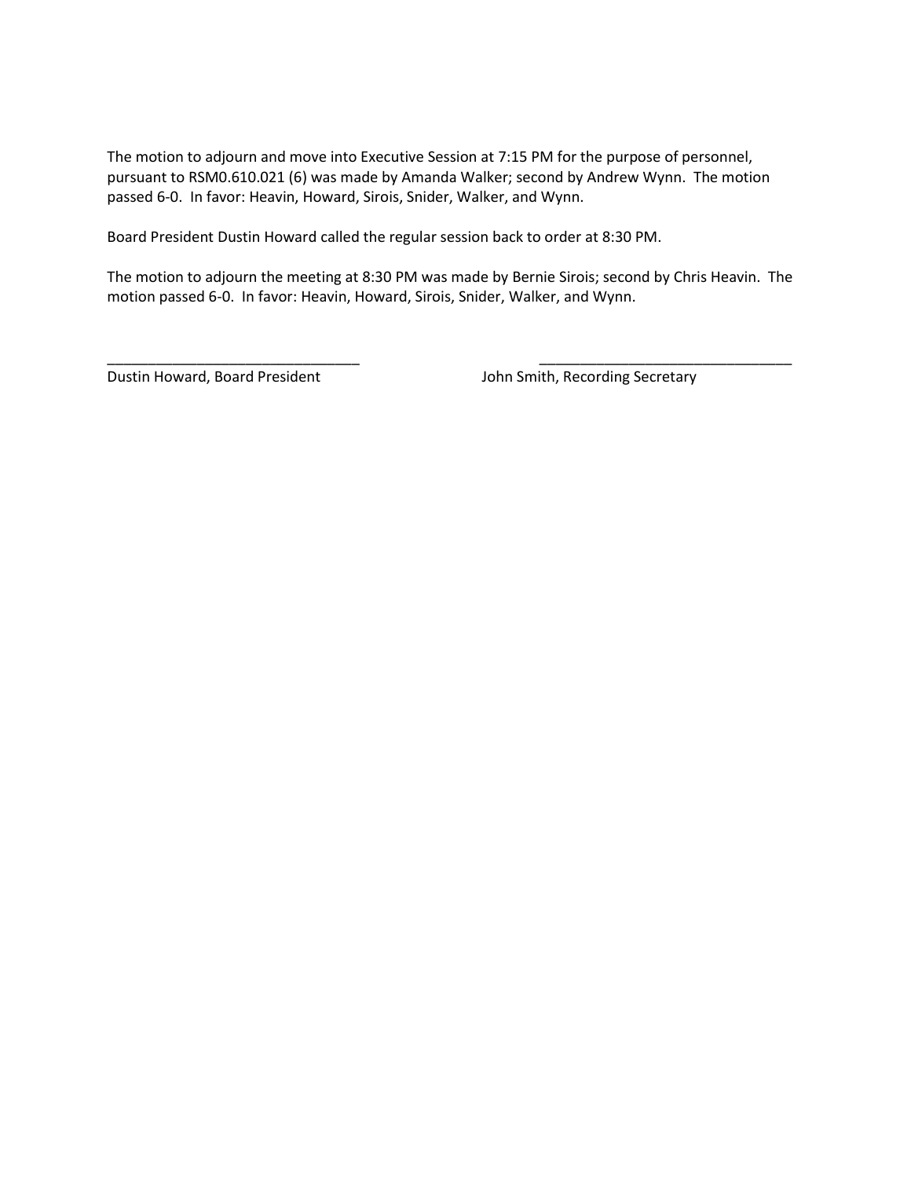The motion to adjourn and move into Executive Session at 7:15 PM for the purpose of personnel, pursuant to RSM0.610.021 (6) was made by Amanda Walker; second by Andrew Wynn. The motion passed 6-0. In favor: Heavin, Howard, Sirois, Snider, Walker, and Wynn.

Board President Dustin Howard called the regular session back to order at 8:30 PM.

The motion to adjourn the meeting at 8:30 PM was made by Bernie Sirois; second by Chris Heavin. The motion passed 6-0. In favor: Heavin, Howard, Sirois, Snider, Walker, and Wynn.

\_\_\_\_\_\_\_\_\_\_\_\_\_\_\_\_\_\_\_\_\_\_\_\_\_\_\_\_\_\_\_\_
Dustin Howard, Board President

\_\_\_\_\_\_\_\_\_\_\_\_\_\_\_\_\_\_\_\_\_\_\_\_\_\_\_\_\_\_\_\_
John Smith, Recording Secretary